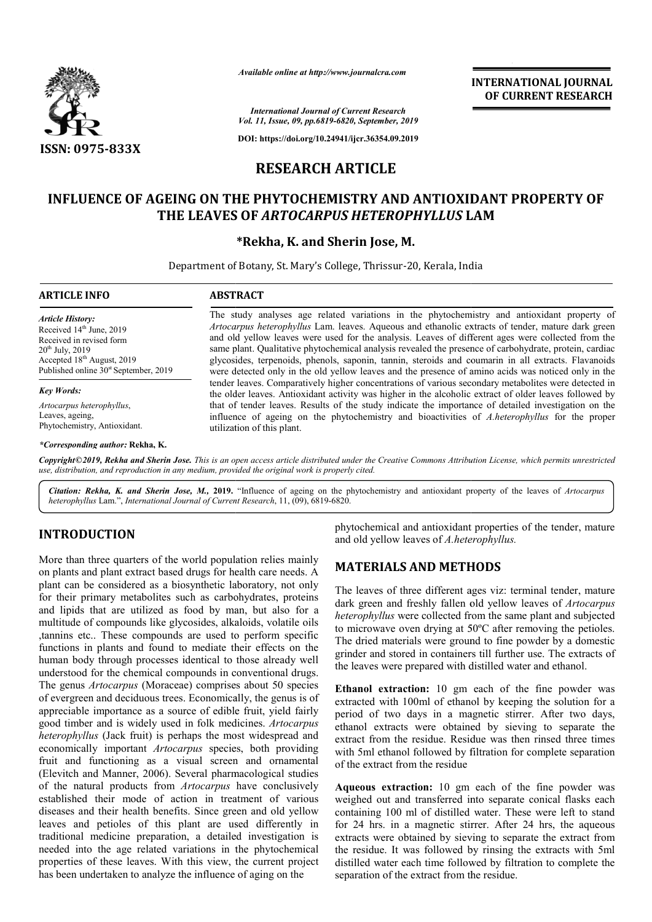# RESEARCH ARTICLE

# INFLUENCE OF AGEING ON THE PHYTOCHEMISTRY AND ANTIOXIDANT PROPERTY OF THE LEAVES OF *ARTOCARPUS HETEROPHYLLUS* LAM

**\*Rekha, K. and Sherin Jose, M.**

Department of Botany, St. Mary's College, Thrissur-20, Kerala, India

## ARTICLE INFO

*Article History:*
Received 14th June, 2019
Received in revised form 20th July, 2019
Accepted 18th August, 2019
Published online 30st September, 2019

*Key Words:*
*Artocarpus heterophyllus*, Leaves, ageing, Phytochemistry, Antioxidant.

*\*Corresponding author:* **Rekha, K.**

## ABSTRACT

The study analyses age related variations in the phytochemistry and antioxidant property of *Artocarpus heterophyllus* Lam. leaves. Aqueous and ethanolic extracts of tender, mature dark green and old yellow leaves were used for the analysis. Leaves of different ages were collected from the same plant. Qualitative phytochemical analysis revealed the presence of carbohydrate, protein, cardiac glycosides, terpenoids, phenols, saponin, tannin, steroids and coumarin in all extracts. Flavanoids were detected only in the old yellow leaves and the presence of amino acids was noticed only in the tender leaves. Comparatively higher concentrations of various secondary metabolites were detected in the older leaves. Antioxidant activity was higher in the alcoholic extract of older leaves followed by that of tender leaves. Results of the study indicate the importance of detailed investigation on the influence of ageing on the phytochemistry and bioactivities of *A.heterophyllus* for the proper utilization of this plant.

*Copyright©2019, Rekha and Sherin Jose. This is an open access article distributed under the Creative Commons Attribution License, which permits unrestricted use, distribution, and reproduction in any medium, provided the original work is properly cited.*

***Citation:** Rekha, K. and Sherin Jose, M.,* **2019.** "Influence of ageing on the phytochemistry and antioxidant property of the leaves of *Artocarpus heterophyllus* Lam.", *International Journal of Current Research*, 11, (09), 6819-6820.

## INTRODUCTION

More than three quarters of the world population relies mainly on plants and plant extract based drugs for health care needs. A plant can be considered as a biosynthetic laboratory, not only for their primary metabolites such as carbohydrates, proteins and lipids that are utilized as food by man, but also for a multitude of compounds like glycosides, alkaloids, volatile oils ,tannins etc.. These compounds are used to perform specific functions in plants and found to mediate their effects on the human body through processes identical to those already well understood for the chemical compounds in conventional drugs. The genus *Artocarpus* (Moraceae) comprises about 50 species of evergreen and deciduous trees. Economically, the genus is of appreciable importance as a source of edible fruit, yield fairly good timber and is widely used in folk medicines. *Artocarpus heterophyllus* (Jack fruit) is perhaps the most widespread and economically important *Artocarpus* species, both providing fruit and functioning as a visual screen and ornamental (Elevitch and Manner, 2006). Several pharmacological studies of the natural products from *Artocarpus* have conclusively established their mode of action in treatment of various diseases and their health benefits. Since green and old yellow leaves and petioles of this plant are used differently in traditional medicine preparation, a detailed investigation is needed into the age related variations in the phytochemical properties of these leaves. With this view, the current project has been undertaken to analyze the influence of aging on the phytochemical and antioxidant properties of the tender, mature and old yellow leaves of *A.heterophyllus.*

## MATERIALS AND METHODS

The leaves of three different ages viz: terminal tender, mature dark green and freshly fallen old yellow leaves of *Artocarpus heterophyllus* were collected from the same plant and subjected to microwave oven drying at 50ºC after removing the petioles. The dried materials were ground to fine powder by a domestic grinder and stored in containers till further use. The extracts of the leaves were prepared with distilled water and ethanol.

**Ethanol extraction:** 10 gm each of the fine powder was extracted with 100ml of ethanol by keeping the solution for a period of two days in a magnetic stirrer. After two days, ethanol extracts were obtained by sieving to separate the extract from the residue. Residue was then rinsed three times with 5ml ethanol followed by filtration for complete separation of the extract from the residue

**Aqueous extraction:** 10 gm each of the fine powder was weighed out and transferred into separate conical flasks each containing 100 ml of distilled water. These were left to stand for 24 hrs. in a magnetic stirrer. After 24 hrs, the aqueous extracts were obtained by sieving to separate the extract from the residue. It was followed by rinsing the extracts with 5ml distilled water each time followed by filtration to complete the separation of the extract from the residue.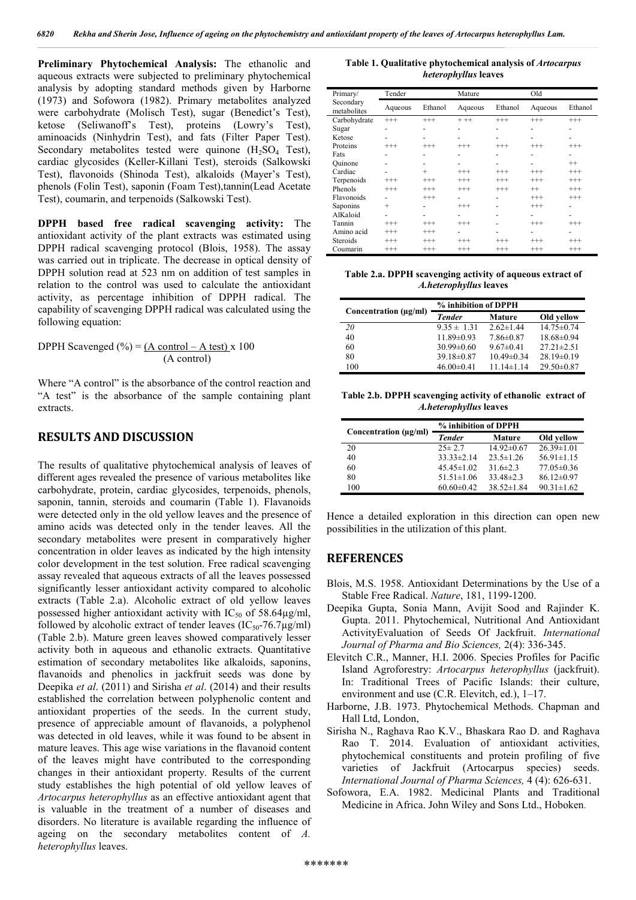**Preliminary Phytochemical Analysis:** The ethanolic and aqueous extracts were subjected to preliminary phytochemical analysis by adopting standard methods given by Harborne (1973) and Sofowora (1982). Primary metabolites analyzed were carbohydrate (Molisch Test), sugar (Benedict's Test), ketose (Seliwanoff's Test), proteins (Lowry's Test), aminoacids (Ninhydrin Test), and fats (Filter Paper Test). Secondary metabolites tested were quinone ($H_2SO_4$ Test), cardiac glycosides (Keller-Killani Test), steroids (Salkowski Test), flavonoids (Shinoda Test), alkaloids (Mayer's Test), phenols (Folin Test), saponin (Foam Test),tannin(Lead Acetate Test), coumarin, and terpenoids (Salkowski Test).

**DPPH based free radical scavenging activity:** The antioxidant activity of the plant extracts was estimated using DPPH radical scavenging protocol (Blois, 1958). The assay was carried out in triplicate. The decrease in optical density of DPPH solution read at 523 nm on addition of test samples in relation to the control was used to calculate the antioxidant activity, as percentage inhibition of DPPH radical. The capability of scavenging DPPH radical was calculated using the following equation:

$$\text{DPPH Scavenged (\%)} = \frac{(\text{A control} - \text{A test})}{(\text{A control})} \times 100$$

Where "A control" is the absorbance of the control reaction and "A test" is the absorbance of the sample containing plant extracts.

## RESULTS AND DISCUSSION

The results of qualitative phytochemical analysis of leaves of different ages revealed the presence of various metabolites like carbohydrate, protein, cardiac glycosides, terpenoids, phenols, saponin, tannin, steroids and coumarin (Table 1). Flavanoids were detected only in the old yellow leaves and the presence of amino acids was detected only in the tender leaves. All the secondary metabolites were present in comparatively higher concentration in older leaves as indicated by the high intensity color development in the test solution. Free radical scavenging assay revealed that aqueous extracts of all the leaves possessed significantly lesser antioxidant activity compared to alcoholic extracts (Table 2.a). Alcoholic extract of old yellow leaves possessed higher antioxidant activity with $IC_{50}$ of 58.64µg/ml, followed by alcoholic extract of tender leaves ($IC_{50}$-76.7µg/ml) (Table 2.b). Mature green leaves showed comparatively lesser activity both in aqueous and ethanolic extracts. Quantitative estimation of secondary metabolites like alkaloids, saponins, flavanoids and phenolics in jackfruit seeds was done by Deepika *et al*. (2011) and Sirisha *et al*. (2014) and their results established the correlation between polyphenolic content and antioxidant properties of the seeds. In the current study, presence of appreciable amount of flavanoids, a polyphenol was detected in old leaves, while it was found to be absent in mature leaves. This age wise variations in the flavanoid content of the leaves might have contributed to the corresponding changes in their antioxidant property. Results of the current study establishes the high potential of old yellow leaves of *Artocarpus heterophyllus* as an effective antioxidant agent that is valuable in the treatment of a number of diseases and disorders. No literature is available regarding the influence of ageing on the secondary metabolites content of *A. heterophyllus* leaves.

**Table 1. Qualitative phytochemical analysis of *Artocarpus heterophyllus* leaves**

| Primary/ Secondary metabolites | Tender | | Mature | | Old | |
|---|---|---|---|---|---|---|
| | Aqueous | Ethanol | Aqueous | Ethanol | Aqueous | Ethanol |
| Carbohydrate | +++ | +++ | + ++ | +++ | +++ | +++ |
| Sugar | - | - | - | - | - | - |
| Ketose | - | - | - | - | - | - |
| Proteins | +++ | +++ | +++ | +++ | +++ | +++ |
| Fats | - | - | - | - | - | - |
| Quinone | - | - | - | - | - | ++ |
| Cardiac | - | + | +++ | +++ | +++ | +++ |
| Terpenoids | +++ | +++ | +++ | +++ | +++ | +++ |
| Phenols | +++ | +++ | +++ | +++ | ++ | +++ |
| Flavonoids | - | +++ | - | - | +++ | +++ |
| Saponins | + | - | +++ | - | +++ | - |
| AlKaloid | - | - | - | - | - | - |
| Tannin | +++ | +++ | +++ | - | +++ | +++ |
| Amino acid | +++ | +++ | - | - | - | - |
| Steroids | +++ | +++ | +++ | +++ | +++ | +++ |
| Coumarin | +++ | +++ | +++ | +++ | +++ | +++ |

**Table 2.a. DPPH scavenging activity of aqueous extract of *A.heterophyllus* leaves**

| Concentration (µg/ml) | % inhibition of DPPH | | |
|---|---|---|---|
| | *Tender* | Mature | Old yellow |
| *20* | 9.35 ± 1.31 | 2.62±1.44 | 14.75±0.74 |
| 40 | 11.89±0.93 | 7.86±0.87 | 18.68±0.94 |
| 60 | 30.99±0.60 | 9.67±0.41 | 27.21±2.51 |
| 80 | 39.18±0.87 | 10.49±0.34 | 28.19±0.19 |
| 100 | 46.00±0.41 | 11.14±1.14 | 29.50±0.87 |

**Table 2.b. DPPH scavenging activity of ethanolic extract of *A.heterophyllus* leaves**

| Concentration (µg/ml) | % inhibition of DPPH | | |
|---|---|---|---|
| | *Tender* | Mature | Old yellow |
| 20 | 25± 2.7 | 14.92±0.67 | 26.39±1.01 |
| 40 | 33.33±2.14 | 23.5±1.26 | 56.91±1.15 |
| 60 | 45.45±1.02 | 31.6±2.3 | 77.05±0.36 |
| 80 | 51.51±1.06 | 33.48±2.3 | 86.12±0.97 |
| 100 | 60.60±0.42 | 38.52±1.84 | 90.31±1.62 |

Hence a detailed exploration in this direction can open new possibilities in the utilization of this plant.

## REFERENCES

Blois, M.S. 1958. Antioxidant Determinations by the Use of a Stable Free Radical. *Nature*, 181, 1199-1200.

Deepika Gupta, Sonia Mann, Avijit Sood and Rajinder K. Gupta. 2011. Phytochemical, Nutritional And Antioxidant ActivityEvaluation of Seeds Of Jackfruit. *International Journal of Pharma and Bio Sciences,* 2(4): 336-345.

Elevitch C.R., Manner, H.I. 2006. Species Profiles for Pacific Island Agroforestry: *Artocarpus heterophyllus* (jackfruit). In: Traditional Trees of Pacific Islands: their culture, environment and use (C.R. Elevitch, ed.), 1–17.

Harborne, J.B. 1973. Phytochemical Methods. Chapman and Hall Ltd, London,

Sirisha N., Raghava Rao K.V., Bhaskara Rao D. and Raghava Rao T. 2014. Evaluation of antioxidant activities, phytochemical constituents and protein profiling of five varieties of Jackfruit (Artocarpus species) seeds. *International Journal of Pharma Sciences,* 4 (4): 626-631.

Sofowora, E.A. 1982. Medicinal Plants and Traditional Medicine in Africa. John Wiley and Sons Ltd., Hoboken.

\*\*\*\*\*\*\*